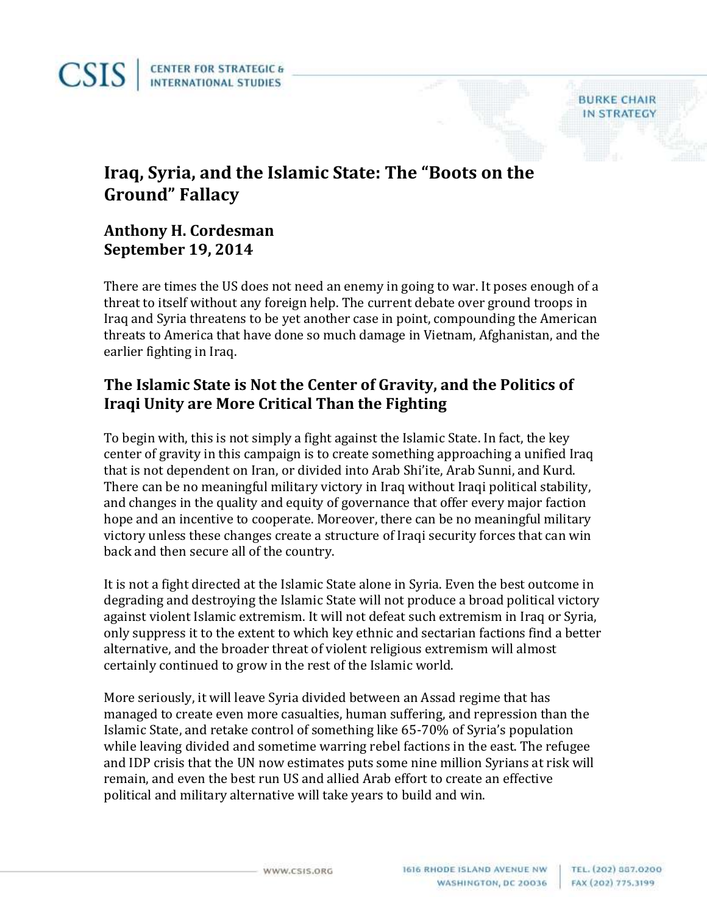# Iraq, Syria, and the Islamic State: The "Boots on the Ground" Fallacy

**Anthony H. Cordesman**
**September 19, 2014**

There are times the US does not need an enemy in going to war. It poses enough of a threat to itself without any foreign help. The current debate over ground troops in Iraq and Syria threatens to be yet another case in point, compounding the American threats to America that have done so much damage in Vietnam, Afghanistan, and the earlier fighting in Iraq.

## The Islamic State is Not the Center of Gravity, and the Politics of Iraqi Unity are More Critical Than the Fighting

To begin with, this is not simply a fight against the Islamic State. In fact, the key center of gravity in this campaign is to create something approaching a unified Iraq that is not dependent on Iran, or divided into Arab Shi'ite, Arab Sunni, and Kurd. There can be no meaningful military victory in Iraq without Iraqi political stability, and changes in the quality and equity of governance that offer every major faction hope and an incentive to cooperate. Moreover, there can be no meaningful military victory unless these changes create a structure of Iraqi security forces that can win back and then secure all of the country.

It is not a fight directed at the Islamic State alone in Syria. Even the best outcome in degrading and destroying the Islamic State will not produce a broad political victory against violent Islamic extremism. It will not defeat such extremism in Iraq or Syria, only suppress it to the extent to which key ethnic and sectarian factions find a better alternative, and the broader threat of violent religious extremism will almost certainly continued to grow in the rest of the Islamic world.

More seriously, it will leave Syria divided between an Assad regime that has managed to create even more casualties, human suffering, and repression than the Islamic State, and retake control of something like 65-70% of Syria's population while leaving divided and sometime warring rebel factions in the east. The refugee and IDP crisis that the UN now estimates puts some nine million Syrians at risk will remain, and even the best run US and allied Arab effort to create an effective political and military alternative will take years to build and win.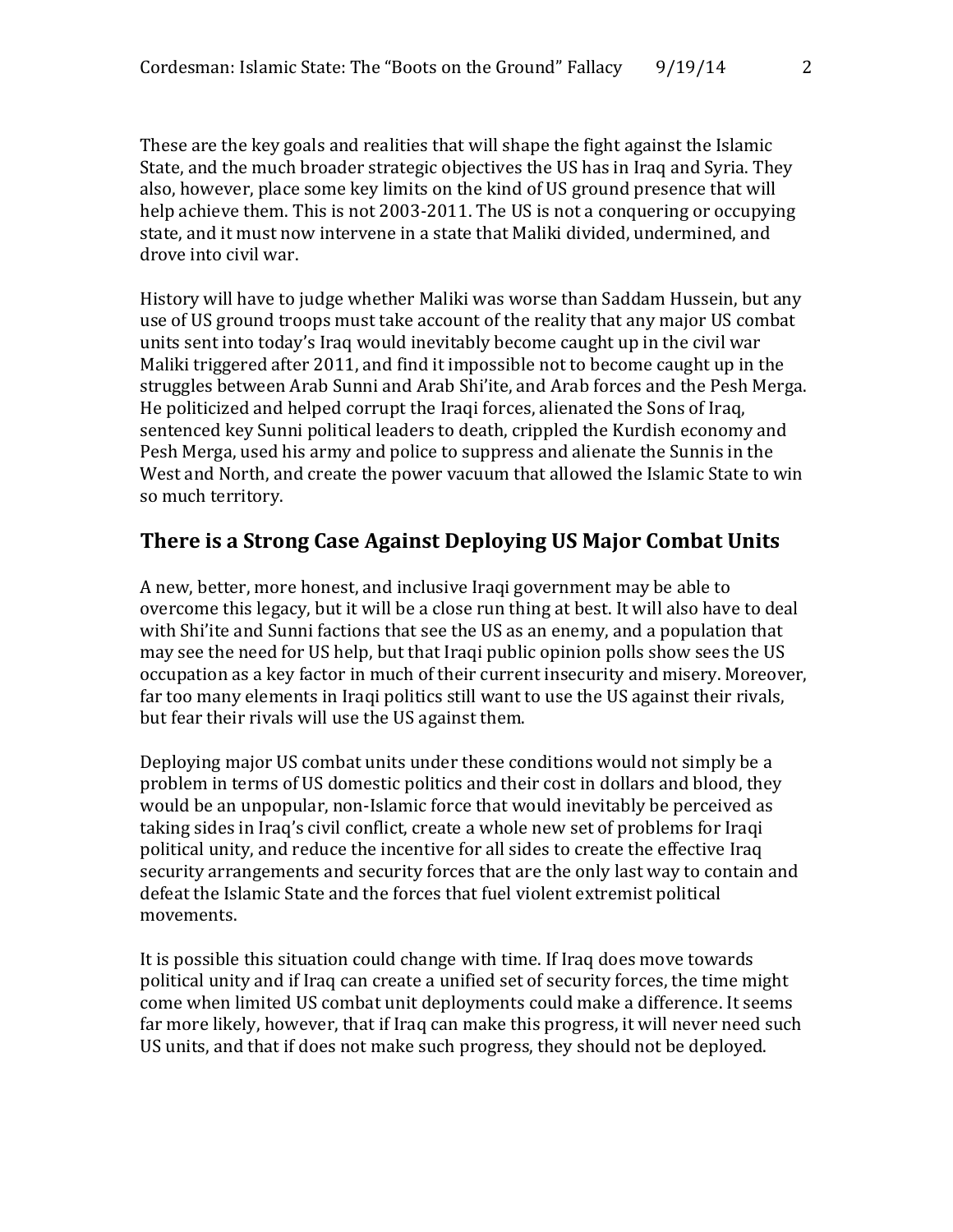These are the key goals and realities that will shape the fight against the Islamic State, and the much broader strategic objectives the US has in Iraq and Syria. They also, however, place some key limits on the kind of US ground presence that will help achieve them. This is not 2003-2011. The US is not a conquering or occupying state, and it must now intervene in a state that Maliki divided, undermined, and drove into civil war.

History will have to judge whether Maliki was worse than Saddam Hussein, but any use of US ground troops must take account of the reality that any major US combat units sent into today's Iraq would inevitably become caught up in the civil war Maliki triggered after 2011, and find it impossible not to become caught up in the struggles between Arab Sunni and Arab Shi'ite, and Arab forces and the Pesh Merga. He politicized and helped corrupt the Iraqi forces, alienated the Sons of Iraq, sentenced key Sunni political leaders to death, crippled the Kurdish economy and Pesh Merga, used his army and police to suppress and alienate the Sunnis in the West and North, and create the power vacuum that allowed the Islamic State to win so much territory.

## There is a Strong Case Against Deploying US Major Combat Units

A new, better, more honest, and inclusive Iraqi government may be able to overcome this legacy, but it will be a close run thing at best. It will also have to deal with Shi'ite and Sunni factions that see the US as an enemy, and a population that may see the need for US help, but that Iraqi public opinion polls show sees the US occupation as a key factor in much of their current insecurity and misery. Moreover, far too many elements in Iraqi politics still want to use the US against their rivals, but fear their rivals will use the US against them.

Deploying major US combat units under these conditions would not simply be a problem in terms of US domestic politics and their cost in dollars and blood, they would be an unpopular, non-Islamic force that would inevitably be perceived as taking sides in Iraq's civil conflict, create a whole new set of problems for Iraqi political unity, and reduce the incentive for all sides to create the effective Iraq security arrangements and security forces that are the only last way to contain and defeat the Islamic State and the forces that fuel violent extremist political movements.

It is possible this situation could change with time. If Iraq does move towards political unity and if Iraq can create a unified set of security forces, the time might come when limited US combat unit deployments could make a difference. It seems far more likely, however, that if Iraq can make this progress, it will never need such US units, and that if does not make such progress, they should not be deployed.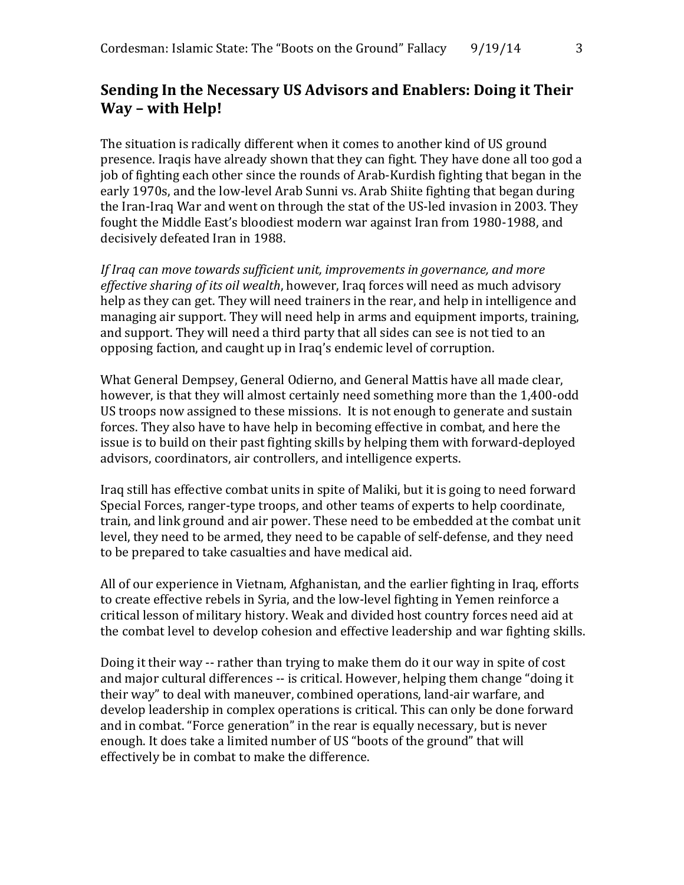## Sending In the Necessary US Advisors and Enablers: Doing it Their Way – with Help!

The situation is radically different when it comes to another kind of US ground presence. Iraqis have already shown that they can fight. They have done all too god a job of fighting each other since the rounds of Arab-Kurdish fighting that began in the early 1970s, and the low-level Arab Sunni vs. Arab Shiite fighting that began during the Iran-Iraq War and went on through the stat of the US-led invasion in 2003. They fought the Middle East's bloodiest modern war against Iran from 1980-1988, and decisively defeated Iran in 1988.

*If Iraq can move towards sufficient unit, improvements in governance, and more effective sharing of its oil wealth*, however, Iraq forces will need as much advisory help as they can get. They will need trainers in the rear, and help in intelligence and managing air support. They will need help in arms and equipment imports, training, and support. They will need a third party that all sides can see is not tied to an opposing faction, and caught up in Iraq's endemic level of corruption.

What General Dempsey, General Odierno, and General Mattis have all made clear, however, is that they will almost certainly need something more than the 1,400-odd US troops now assigned to these missions. It is not enough to generate and sustain forces. They also have to have help in becoming effective in combat, and here the issue is to build on their past fighting skills by helping them with forward-deployed advisors, coordinators, air controllers, and intelligence experts.

Iraq still has effective combat units in spite of Maliki, but it is going to need forward Special Forces, ranger-type troops, and other teams of experts to help coordinate, train, and link ground and air power. These need to be embedded at the combat unit level, they need to be armed, they need to be capable of self-defense, and they need to be prepared to take casualties and have medical aid.

All of our experience in Vietnam, Afghanistan, and the earlier fighting in Iraq, efforts to create effective rebels in Syria, and the low-level fighting in Yemen reinforce a critical lesson of military history. Weak and divided host country forces need aid at the combat level to develop cohesion and effective leadership and war fighting skills.

Doing it their way -- rather than trying to make them do it our way in spite of cost and major cultural differences -- is critical. However, helping them change "doing it their way" to deal with maneuver, combined operations, land-air warfare, and develop leadership in complex operations is critical. This can only be done forward and in combat. "Force generation" in the rear is equally necessary, but is never enough. It does take a limited number of US "boots of the ground" that will effectively be in combat to make the difference.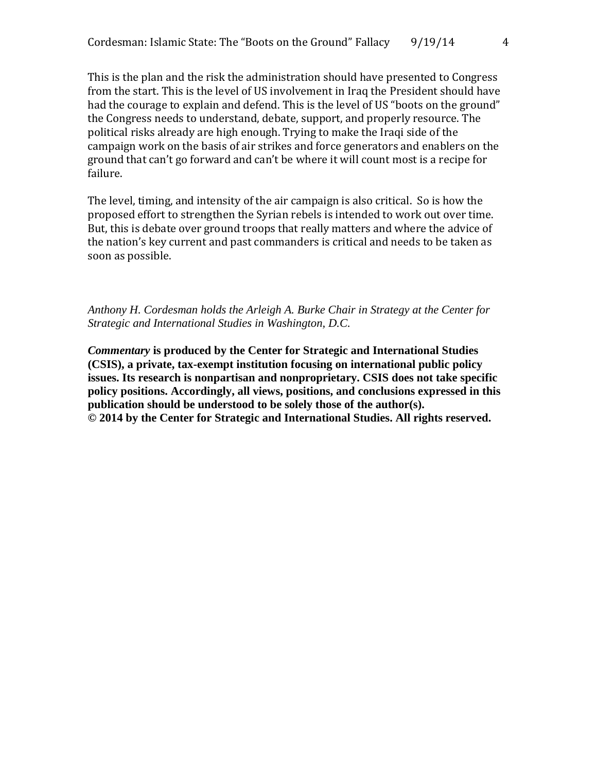This is the plan and the risk the administration should have presented to Congress from the start. This is the level of US involvement in Iraq the President should have had the courage to explain and defend. This is the level of US "boots on the ground" the Congress needs to understand, debate, support, and properly resource. The political risks already are high enough. Trying to make the Iraqi side of the campaign work on the basis of air strikes and force generators and enablers on the ground that can't go forward and can't be where it will count most is a recipe for failure.

The level, timing, and intensity of the air campaign is also critical. So is how the proposed effort to strengthen the Syrian rebels is intended to work out over time. But, this is debate over ground troops that really matters and where the advice of the nation's key current and past commanders is critical and needs to be taken as soon as possible.

*Anthony H. Cordesman holds the Arleigh A. Burke Chair in Strategy at the Center for Strategic and International Studies in Washington, D.C.*

***Commentary*** **is produced by the Center for Strategic and International Studies (CSIS), a private, tax-exempt institution focusing on international public policy issues. Its research is nonpartisan and nonproprietary. CSIS does not take specific policy positions. Accordingly, all views, positions, and conclusions expressed in this publication should be understood to be solely those of the author(s).**
**© 2014 by the Center for Strategic and International Studies. All rights reserved.**